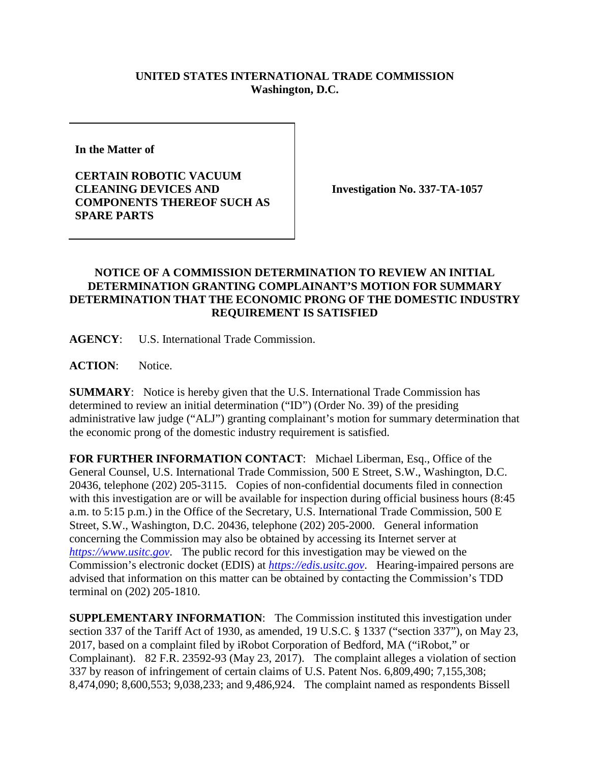**UNITED STATES INTERNATIONAL TRADE COMMISSION**
**Washington, D.C.**

| **In the Matter of** <br><br> **CERTAIN ROBOTIC VACUUM CLEANING DEVICES AND COMPONENTS THEREOF SUCH AS SPARE PARTS** | **Investigation No. 337-TA-1057** |
|---|---|

**NOTICE OF A COMMISSION DETERMINATION TO REVIEW AN INITIAL DETERMINATION GRANTING COMPLAINANT'S MOTION FOR SUMMARY DETERMINATION THAT THE ECONOMIC PRONG OF THE DOMESTIC INDUSTRY REQUIREMENT IS SATISFIED**

**AGENCY**: U.S. International Trade Commission.

**ACTION**: Notice.

**SUMMARY**: Notice is hereby given that the U.S. International Trade Commission has determined to review an initial determination ("ID") (Order No. 39) of the presiding administrative law judge ("ALJ") granting complainant's motion for summary determination that the economic prong of the domestic industry requirement is satisfied.

**FOR FURTHER INFORMATION CONTACT**: Michael Liberman, Esq., Office of the General Counsel, U.S. International Trade Commission, 500 E Street, S.W., Washington, D.C. 20436, telephone (202) 205-3115. Copies of non-confidential documents filed in connection with this investigation are or will be available for inspection during official business hours (8:45 a.m. to 5:15 p.m.) in the Office of the Secretary, U.S. International Trade Commission, 500 E Street, S.W., Washington, D.C. 20436, telephone (202) 205-2000. General information concerning the Commission may also be obtained by accessing its Internet server at *https://www.usitc.gov*. The public record for this investigation may be viewed on the Commission's electronic docket (EDIS) at *https://edis.usitc.gov*. Hearing-impaired persons are advised that information on this matter can be obtained by contacting the Commission's TDD terminal on (202) 205-1810.

**SUPPLEMENTARY INFORMATION**: The Commission instituted this investigation under section 337 of the Tariff Act of 1930, as amended, 19 U.S.C. § 1337 ("section 337"), on May 23, 2017, based on a complaint filed by iRobot Corporation of Bedford, MA ("iRobot," or Complainant). 82 F.R. 23592-93 (May 23, 2017). The complaint alleges a violation of section 337 by reason of infringement of certain claims of U.S. Patent Nos. 6,809,490; 7,155,308; 8,474,090; 8,600,553; 9,038,233; and 9,486,924. The complaint named as respondents Bissell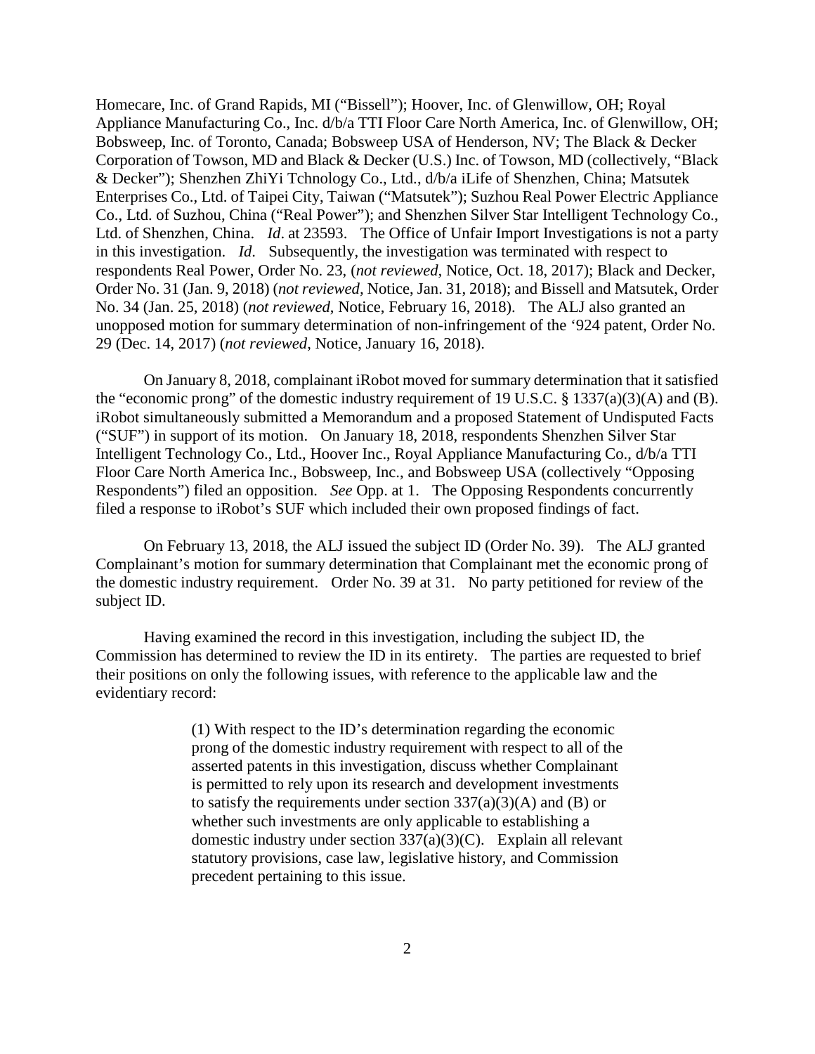Homecare, Inc. of Grand Rapids, MI ("Bissell"); Hoover, Inc. of Glenwillow, OH; Royal Appliance Manufacturing Co., Inc. d/b/a TTI Floor Care North America, Inc. of Glenwillow, OH; Bobsweep, Inc. of Toronto, Canada; Bobsweep USA of Henderson, NV; The Black & Decker Corporation of Towson, MD and Black & Decker (U.S.) Inc. of Towson, MD (collectively, "Black & Decker"); Shenzhen ZhiYi Tchnology Co., Ltd., d/b/a iLife of Shenzhen, China; Matsutek Enterprises Co., Ltd. of Taipei City, Taiwan ("Matsutek"); Suzhou Real Power Electric Appliance Co., Ltd. of Suzhou, China ("Real Power"); and Shenzhen Silver Star Intelligent Technology Co., Ltd. of Shenzhen, China. *Id*. at 23593. The Office of Unfair Import Investigations is not a party in this investigation. *Id*. Subsequently, the investigation was terminated with respect to respondents Real Power, Order No. 23, (*not reviewed*, Notice, Oct. 18, 2017); Black and Decker, Order No. 31 (Jan. 9, 2018) (*not reviewed*, Notice, Jan. 31, 2018); and Bissell and Matsutek, Order No. 34 (Jan. 25, 2018) (*not reviewed*, Notice, February 16, 2018). The ALJ also granted an unopposed motion for summary determination of non-infringement of the '924 patent, Order No. 29 (Dec. 14, 2017) (*not reviewed*, Notice, January 16, 2018).

On January 8, 2018, complainant iRobot moved for summary determination that it satisfied the "economic prong" of the domestic industry requirement of 19 U.S.C. § 1337(a)(3)(A) and (B). iRobot simultaneously submitted a Memorandum and a proposed Statement of Undisputed Facts ("SUF") in support of its motion. On January 18, 2018, respondents Shenzhen Silver Star Intelligent Technology Co., Ltd., Hoover Inc., Royal Appliance Manufacturing Co., d/b/a TTI Floor Care North America Inc., Bobsweep, Inc., and Bobsweep USA (collectively "Opposing Respondents") filed an opposition. *See* Opp. at 1. The Opposing Respondents concurrently filed a response to iRobot's SUF which included their own proposed findings of fact.

On February 13, 2018, the ALJ issued the subject ID (Order No. 39). The ALJ granted Complainant's motion for summary determination that Complainant met the economic prong of the domestic industry requirement. Order No. 39 at 31. No party petitioned for review of the subject ID.

Having examined the record in this investigation, including the subject ID, the Commission has determined to review the ID in its entirety. The parties are requested to brief their positions on only the following issues, with reference to the applicable law and the evidentiary record:

> (1) With respect to the ID's determination regarding the economic prong of the domestic industry requirement with respect to all of the asserted patents in this investigation, discuss whether Complainant is permitted to rely upon its research and development investments to satisfy the requirements under section 337(a)(3)(A) and (B) or whether such investments are only applicable to establishing a domestic industry under section 337(a)(3)(C). Explain all relevant statutory provisions, case law, legislative history, and Commission precedent pertaining to this issue.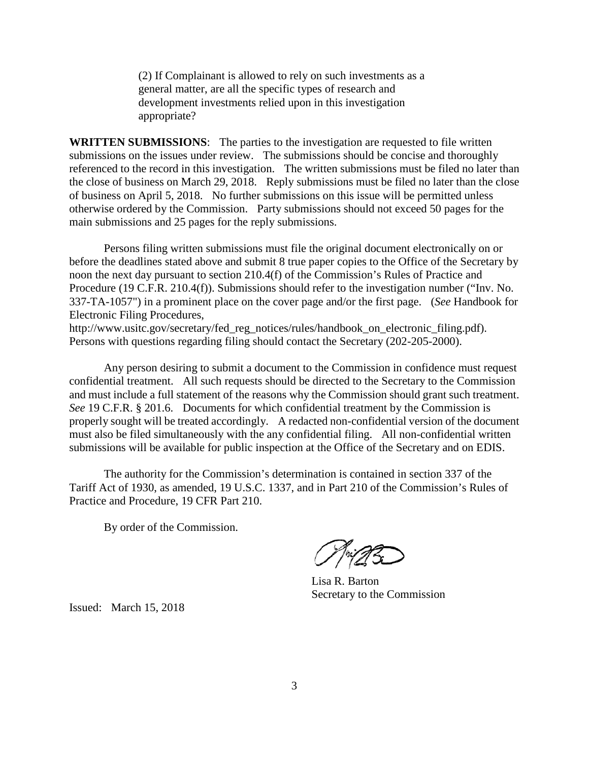(2) If Complainant is allowed to rely on such investments as a general matter, are all the specific types of research and development investments relied upon in this investigation appropriate?

**WRITTEN SUBMISSIONS**: The parties to the investigation are requested to file written submissions on the issues under review. The submissions should be concise and thoroughly referenced to the record in this investigation. The written submissions must be filed no later than the close of business on March 29, 2018. Reply submissions must be filed no later than the close of business on April 5, 2018. No further submissions on this issue will be permitted unless otherwise ordered by the Commission. Party submissions should not exceed 50 pages for the main submissions and 25 pages for the reply submissions.

Persons filing written submissions must file the original document electronically on or before the deadlines stated above and submit 8 true paper copies to the Office of the Secretary by noon the next day pursuant to section 210.4(f) of the Commission's Rules of Practice and Procedure (19 C.F.R. 210.4(f)). Submissions should refer to the investigation number ("Inv. No. 337-TA-1057") in a prominent place on the cover page and/or the first page. (*See* Handbook for Electronic Filing Procedures, http://www.usitc.gov/secretary/fed_reg_notices/rules/handbook_on_electronic_filing.pdf). Persons with questions regarding filing should contact the Secretary (202-205-2000).

Any person desiring to submit a document to the Commission in confidence must request confidential treatment. All such requests should be directed to the Secretary to the Commission and must include a full statement of the reasons why the Commission should grant such treatment. *See* 19 C.F.R. § 201.6. Documents for which confidential treatment by the Commission is properly sought will be treated accordingly. A redacted non-confidential version of the document must also be filed simultaneously with the any confidential filing. All non-confidential written submissions will be available for public inspection at the Office of the Secretary and on EDIS.

The authority for the Commission's determination is contained in section 337 of the Tariff Act of 1930, as amended, 19 U.S.C. 1337, and in Part 210 of the Commission's Rules of Practice and Procedure, 19 CFR Part 210.

By order of the Commission.

Lisa R. Barton
Secretary to the Commission

Issued: March 15, 2018